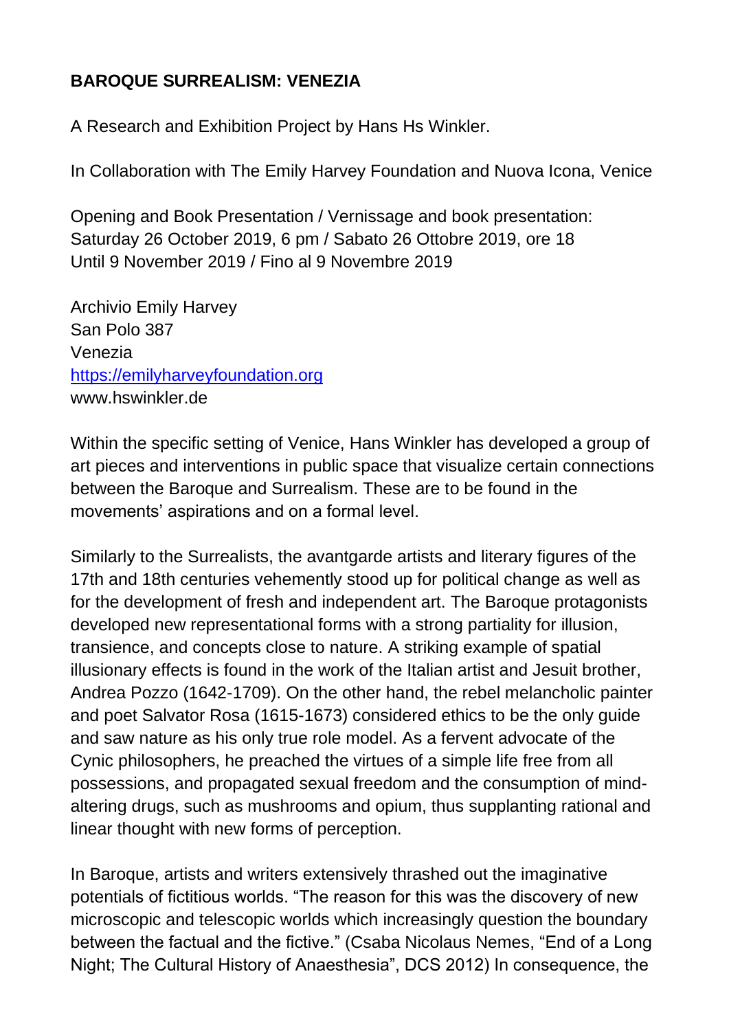**BAROQUE SURREALISM: VENEZIA**

A Research and Exhibition Project by Hans Hs Winkler.

In Collaboration with The Emily Harvey Foundation and Nuova Icona, Venice

Opening and Book Presentation / Vernissage and book presentation:
Saturday 26 October 2019, 6 pm / Sabato 26 Ottobre 2019, ore 18
Until 9 November 2019 / Fino al 9 Novembre 2019

Archivio Emily Harvey
San Polo 387
Venezia
[https://emilyharveyfoundation.org](https://emilyharveyfoundation.org)
www.hswinkler.de

Within the specific setting of Venice, Hans Winkler has developed a group of art pieces and interventions in public space that visualize certain connections between the Baroque and Surrealism. These are to be found in the movements' aspirations and on a formal level.

Similarly to the Surrealists, the avantgarde artists and literary figures of the 17th and 18th centuries vehemently stood up for political change as well as for the development of fresh and independent art. The Baroque protagonists developed new representational forms with a strong partiality for illusion, transience, and concepts close to nature. A striking example of spatial illusionary effects is found in the work of the Italian artist and Jesuit brother, Andrea Pozzo (1642-1709). On the other hand, the rebel melancholic painter and poet Salvator Rosa (1615-1673) considered ethics to be the only guide and saw nature as his only true role model. As a fervent advocate of the Cynic philosophers, he preached the virtues of a simple life free from all possessions, and propagated sexual freedom and the consumption of mind-altering drugs, such as mushrooms and opium, thus supplanting rational and linear thought with new forms of perception.

In Baroque, artists and writers extensively thrashed out the imaginative potentials of fictitious worlds. "The reason for this was the discovery of new microscopic and telescopic worlds which increasingly question the boundary between the factual and the fictive." (Csaba Nicolaus Nemes, "End of a Long Night; The Cultural History of Anaesthesia", DCS 2012) In consequence, the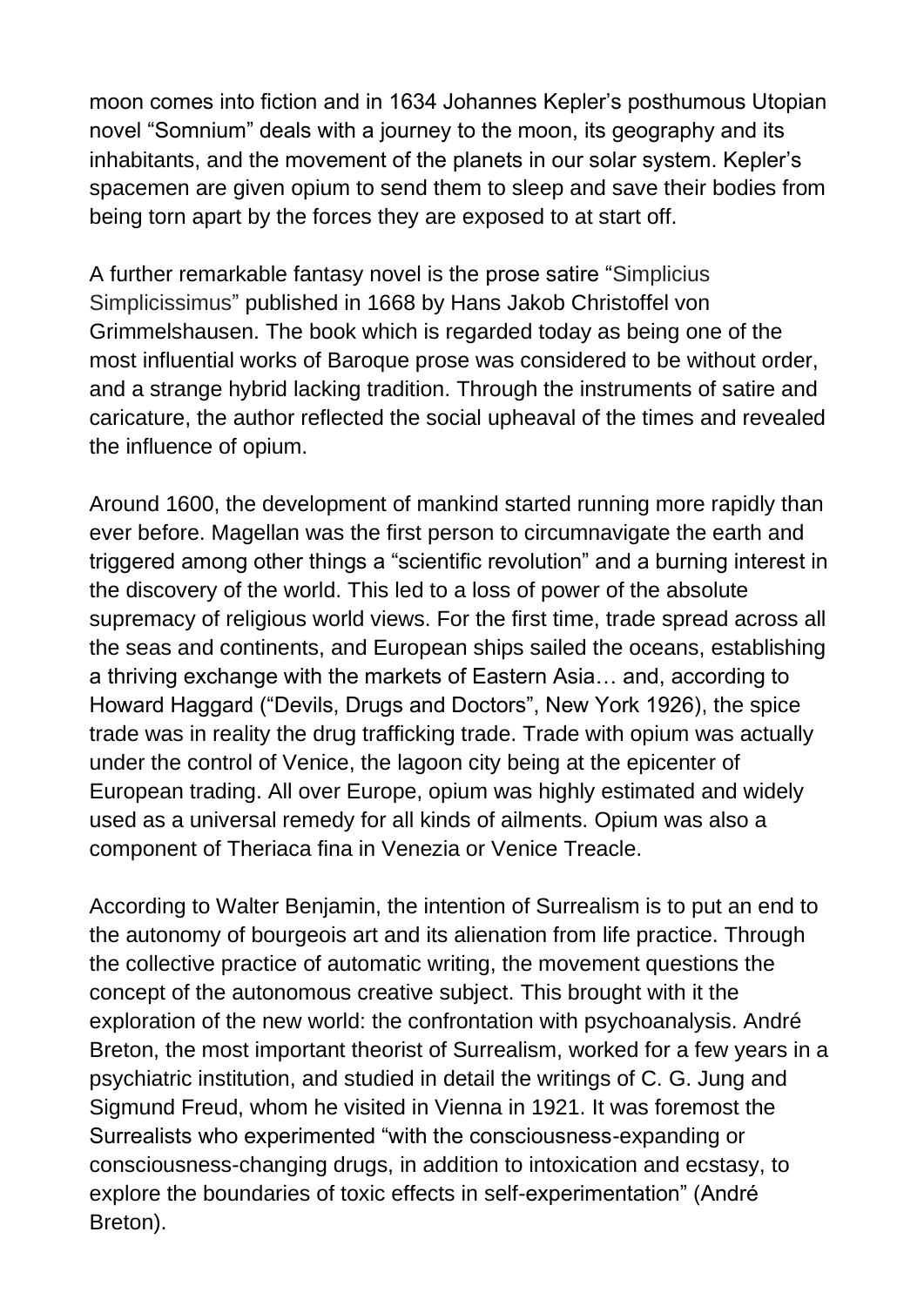moon comes into fiction and in 1634 Johannes Kepler's posthumous Utopian novel "Somnium" deals with a journey to the moon, its geography and its inhabitants, and the movement of the planets in our solar system. Kepler's spacemen are given opium to send them to sleep and save their bodies from being torn apart by the forces they are exposed to at start off.

A further remarkable fantasy novel is the prose satire "Simplicius Simplicissimus" published in 1668 by Hans Jakob Christoffel von Grimmelshausen. The book which is regarded today as being one of the most influential works of Baroque prose was considered to be without order, and a strange hybrid lacking tradition. Through the instruments of satire and caricature, the author reflected the social upheaval of the times and revealed the influence of opium.

Around 1600, the development of mankind started running more rapidly than ever before. Magellan was the first person to circumnavigate the earth and triggered among other things a "scientific revolution" and a burning interest in the discovery of the world. This led to a loss of power of the absolute supremacy of religious world views. For the first time, trade spread across all the seas and continents, and European ships sailed the oceans, establishing a thriving exchange with the markets of Eastern Asia… and, according to Howard Haggard ("Devils, Drugs and Doctors", New York 1926), the spice trade was in reality the drug trafficking trade. Trade with opium was actually under the control of Venice, the lagoon city being at the epicenter of European trading. All over Europe, opium was highly estimated and widely used as a universal remedy for all kinds of ailments. Opium was also a component of Theriaca fina in Venezia or Venice Treacle.

According to Walter Benjamin, the intention of Surrealism is to put an end to the autonomy of bourgeois art and its alienation from life practice. Through the collective practice of automatic writing, the movement questions the concept of the autonomous creative subject. This brought with it the exploration of the new world: the confrontation with psychoanalysis. André Breton, the most important theorist of Surrealism, worked for a few years in a psychiatric institution, and studied in detail the writings of C. G. Jung and Sigmund Freud, whom he visited in Vienna in 1921. It was foremost the Surrealists who experimented "with the consciousness-expanding or consciousness-changing drugs, in addition to intoxication and ecstasy, to explore the boundaries of toxic effects in self-experimentation" (André Breton).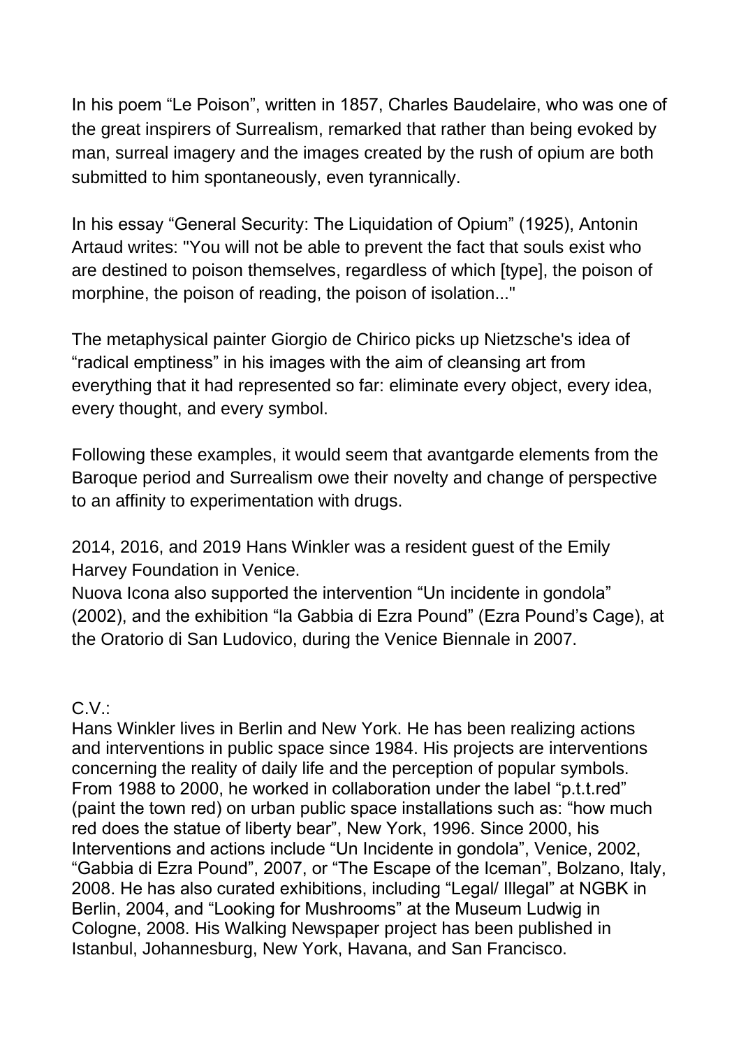In his poem “Le Poison”, written in 1857, Charles Baudelaire, who was one of the great inspirers of Surrealism, remarked that rather than being evoked by man, surreal imagery and the images created by the rush of opium are both submitted to him spontaneously, even tyrannically.

In his essay “General Security: The Liquidation of Opium” (1925), Antonin Artaud writes: "You will not be able to prevent the fact that souls exist who are destined to poison themselves, regardless of which [type], the poison of morphine, the poison of reading, the poison of isolation..."

The metaphysical painter Giorgio de Chirico picks up Nietzsche's idea of “radical emptiness” in his images with the aim of cleansing art from everything that it had represented so far: eliminate every object, every idea, every thought, and every symbol.

Following these examples, it would seem that avantgarde elements from the Baroque period and Surrealism owe their novelty and change of perspective to an affinity to experimentation with drugs.

2014, 2016, and 2019 Hans Winkler was a resident guest of the Emily Harvey Foundation in Venice.
Nuova Icona also supported the intervention “Un incidente in gondola” (2002), and the exhibition “la Gabbia di Ezra Pound” (Ezra Pound’s Cage), at the Oratorio di San Ludovico, during the Venice Biennale in 2007.

C.V.:
Hans Winkler lives in Berlin and New York. He has been realizing actions and interventions in public space since 1984. His projects are interventions concerning the reality of daily life and the perception of popular symbols. From 1988 to 2000, he worked in collaboration under the label “p.t.t.red” (paint the town red) on urban public space installations such as: “how much red does the statue of liberty bear”, New York, 1996. Since 2000, his Interventions and actions include “Un Incidente in gondola”, Venice, 2002, “Gabbia di Ezra Pound”, 2007, or “The Escape of the Iceman”, Bolzano, Italy, 2008. He has also curated exhibitions, including “Legal/ Illegal” at NGBK in Berlin, 2004, and “Looking for Mushrooms” at the Museum Ludwig in Cologne, 2008. His Walking Newspaper project has been published in Istanbul, Johannesburg, New York, Havana, and San Francisco.